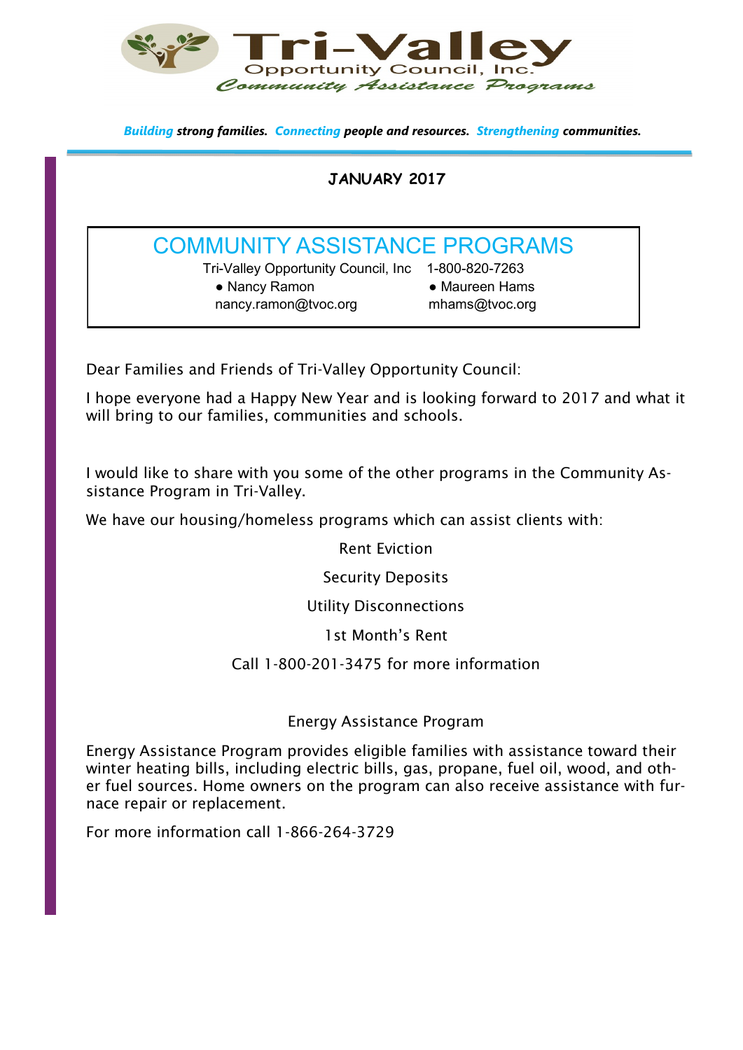# Tri-Valley

Opportunity Council, Inc.

*Community Assistance Programs*

***Building** strong families. **Connecting** people and resources. **Strengthening** communities.*

**JANUARY 2017**

## COMMUNITY ASSISTANCE PROGRAMS

Tri-Valley Opportunity Council, Inc 1-800-820-7263

- Nancy Ramon
  nancy.ramon@tvoc.org
- Maureen Hams
  mhams@tvoc.org

Dear Families and Friends of Tri-Valley Opportunity Council:

I hope everyone had a Happy New Year and is looking forward to 2017 and what it will bring to our families, communities and schools.

I would like to share with you some of the other programs in the Community Assistance Program in Tri-Valley.

We have our housing/homeless programs which can assist clients with:

Rent Eviction

Security Deposits

Utility Disconnections

1st Month's Rent

Call 1-800-201-3475 for more information

Energy Assistance Program

Energy Assistance Program provides eligible families with assistance toward their winter heating bills, including electric bills, gas, propane, fuel oil, wood, and other fuel sources. Home owners on the program can also receive assistance with furnace repair or replacement.

For more information call 1-866-264-3729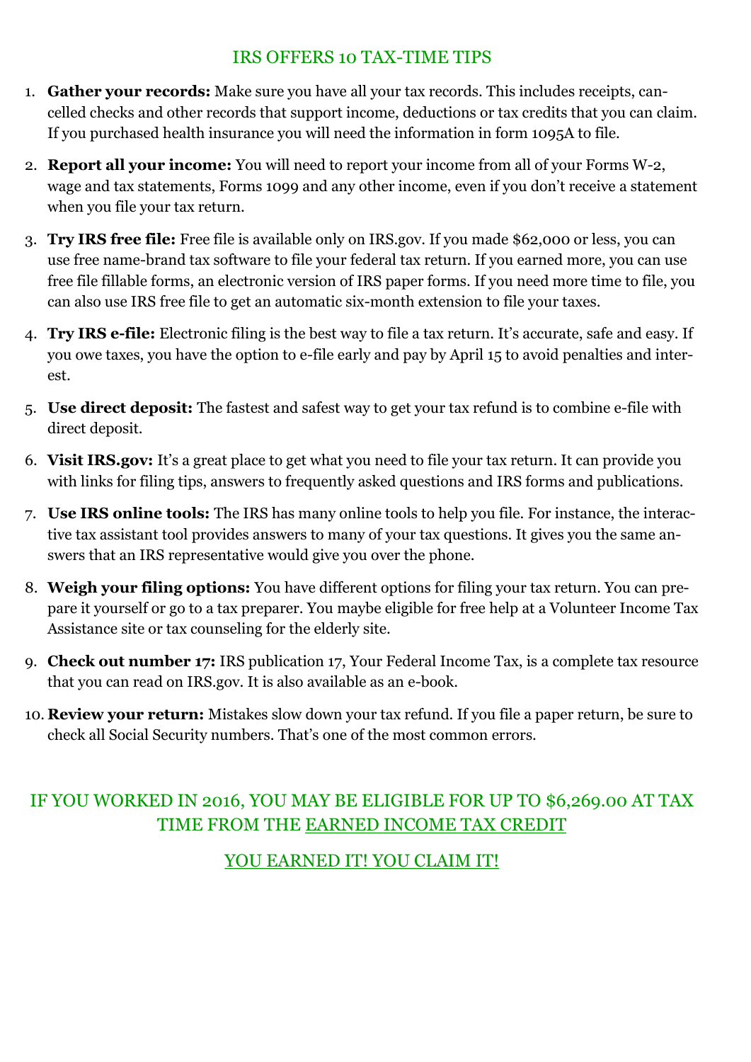## IRS OFFERS 10 TAX-TIME TIPS

1. **Gather your records:** Make sure you have all your tax records. This includes receipts, cancelled checks and other records that support income, deductions or tax credits that you can claim. If you purchased health insurance you will need the information in form 1095A to file.
2. **Report all your income:** You will need to report your income from all of your Forms W-2, wage and tax statements, Forms 1099 and any other income, even if you don't receive a statement when you file your tax return.
3. **Try IRS free file:** Free file is available only on IRS.gov. If you made $62,000 or less, you can use free name-brand tax software to file your federal tax return. If you earned more, you can use free file fillable forms, an electronic version of IRS paper forms. If you need more time to file, you can also use IRS free file to get an automatic six-month extension to file your taxes.
4. **Try IRS e-file:** Electronic filing is the best way to file a tax return. It's accurate, safe and easy. If you owe taxes, you have the option to e-file early and pay by April 15 to avoid penalties and interest.
5. **Use direct deposit:** The fastest and safest way to get your tax refund is to combine e-file with direct deposit.
6. **Visit IRS.gov:** It's a great place to get what you need to file your tax return. It can provide you with links for filing tips, answers to frequently asked questions and IRS forms and publications.
7. **Use IRS online tools:** The IRS has many online tools to help you file. For instance, the interactive tax assistant tool provides answers to many of your tax questions. It gives you the same answers that an IRS representative would give you over the phone.
8. **Weigh your filing options:** You have different options for filing your tax return. You can prepare it yourself or go to a tax preparer. You maybe eligible for free help at a Volunteer Income Tax Assistance site or tax counseling for the elderly site.
9. **Check out number 17:** IRS publication 17, Your Federal Income Tax, is a complete tax resource that you can read on IRS.gov. It is also available as an e-book.
10. **Review your return:** Mistakes slow down your tax refund. If you file a paper return, be sure to check all Social Security numbers. That's one of the most common errors.

IF YOU WORKED IN 2016, YOU MAY BE ELIGIBLE FOR UP TO $6,269.00 AT TAX TIME FROM THE EARNED INCOME TAX CREDIT

YOU EARNED IT! YOU CLAIM IT!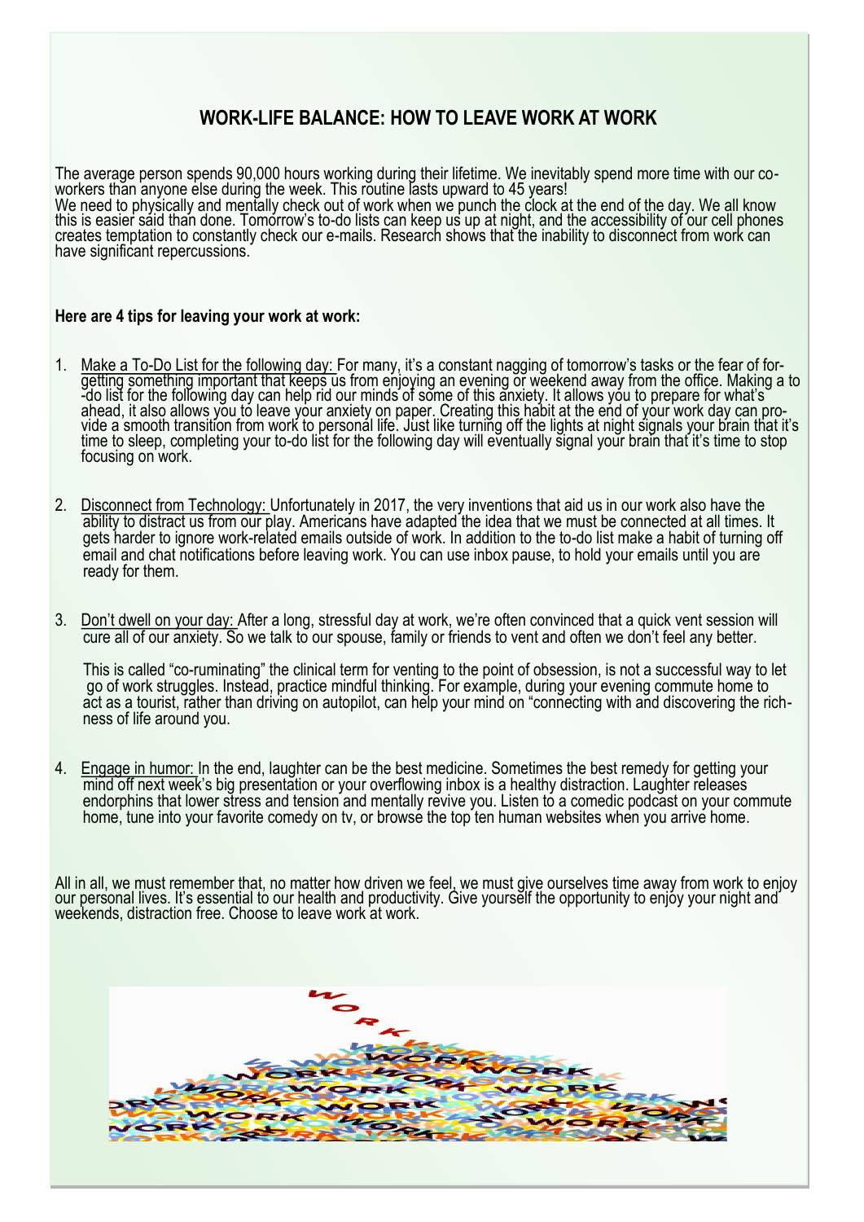## WORK-LIFE BALANCE: HOW TO LEAVE WORK AT WORK

The average person spends 90,000 hours working during their lifetime. We inevitably spend more time with our co-workers than anyone else during the week. This routine lasts upward to 45 years!
We need to physically and mentally check out of work when we punch the clock at the end of the day. We all know this is easier said than done. Tomorrow's to-do lists can keep us up at night, and the accessibility of our cell phones creates temptation to constantly check our e-mails. Research shows that the inability to disconnect from work can have significant repercussions.

**Here are 4 tips for leaving your work at work:**

1. Make a To-Do List for the following day: For many, it's a constant nagging of tomorrow's tasks or the fear of forgetting something important that keeps us from enjoying an evening or weekend away from the office. Making a to-do list for the following day can help rid our minds of some of this anxiety. It allows you to prepare for what's ahead, it also allows you to leave your anxiety on paper. Creating this habit at the end of your work day can provide a smooth transition from work to personal life. Just like turning off the lights at night signals your brain that it's time to sleep, completing your to-do list for the following day will eventually signal your brain that it's time to stop focusing on work.

2. Disconnect from Technology: Unfortunately in 2017, the very inventions that aid us in our work also have the ability to distract us from our play. Americans have adapted the idea that we must be connected at all times. It gets harder to ignore work-related emails outside of work. In addition to the to-do list make a habit of turning off email and chat notifications before leaving work. You can use inbox pause, to hold your emails until you are ready for them.

3. Don't dwell on your day: After a long, stressful day at work, we're often convinced that a quick vent session will cure all of our anxiety. So we talk to our spouse, family or friends to vent and often we don't feel any better.

   This is called "co-ruminating" the clinical term for venting to the point of obsession, is not a successful way to let go of work struggles. Instead, practice mindful thinking. For example, during your evening commute home to act as a tourist, rather than driving on autopilot, can help your mind on "connecting with and discovering the richness of life around you.

4. Engage in humor: In the end, laughter can be the best medicine. Sometimes the best remedy for getting your mind off next week's big presentation or your overflowing inbox is a healthy distraction. Laughter releases endorphins that lower stress and tension and mentally revive you. Listen to a comedic podcast on your commute home, tune into your favorite comedy on tv, or browse the top ten human websites when you arrive home.

All in all, we must remember that, no matter how driven we feel, we must give ourselves time away from work to enjoy our personal lives. It's essential to our health and productivity. Give yourself the opportunity to enjoy your night and weekends, distraction free. Choose to leave work at work.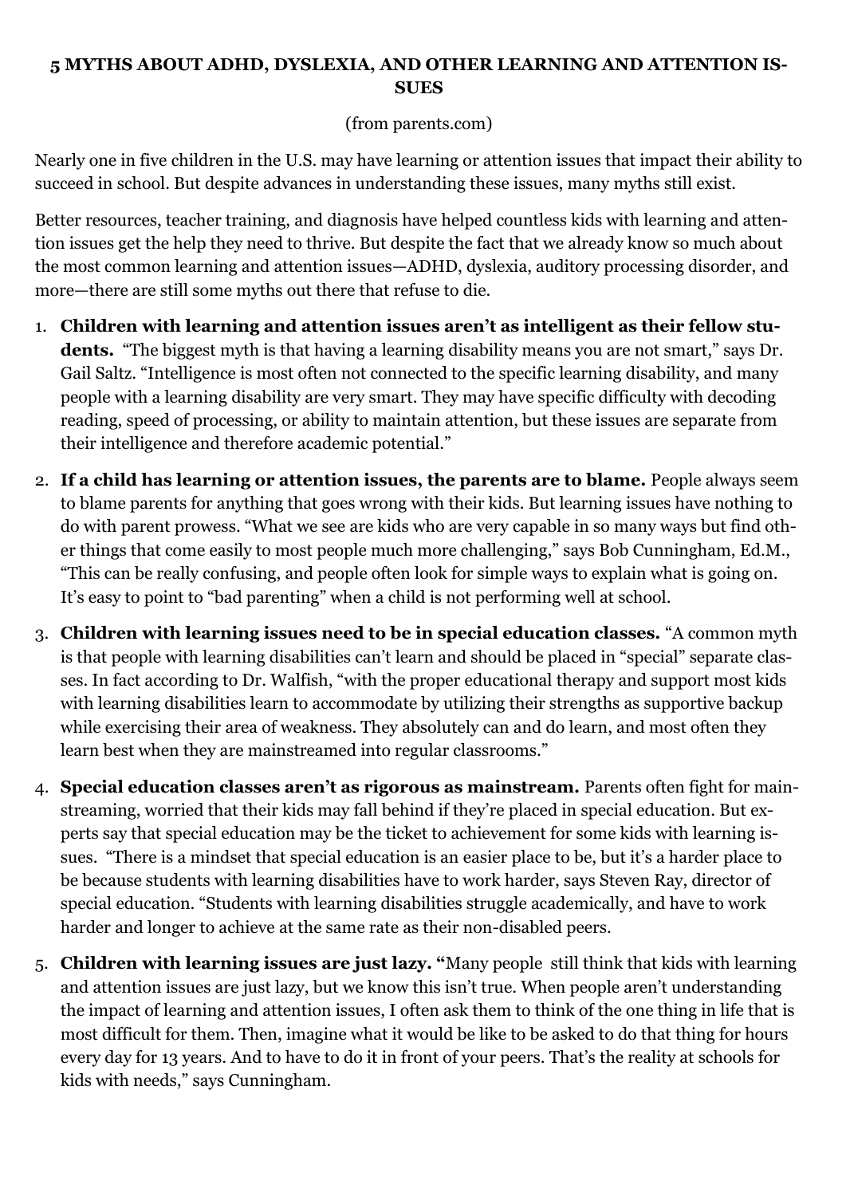# 5 MYTHS ABOUT ADHD, DYSLEXIA, AND OTHER LEARNING AND ATTENTION ISSUES

(from parents.com)

Nearly one in five children in the U.S. may have learning or attention issues that impact their ability to succeed in school. But despite advances in understanding these issues, many myths still exist.

Better resources, teacher training, and diagnosis have helped countless kids with learning and attention issues get the help they need to thrive. But despite the fact that we already know so much about the most common learning and attention issues—ADHD, dyslexia, auditory processing disorder, and more—there are still some myths out there that refuse to die.

1. **Children with learning and attention issues aren't as intelligent as their fellow students.** "The biggest myth is that having a learning disability means you are not smart," says Dr. Gail Saltz. "Intelligence is most often not connected to the specific learning disability, and many people with a learning disability are very smart. They may have specific difficulty with decoding reading, speed of processing, or ability to maintain attention, but these issues are separate from their intelligence and therefore academic potential."
2. **If a child has learning or attention issues, the parents are to blame.** People always seem to blame parents for anything that goes wrong with their kids. But learning issues have nothing to do with parent prowess. "What we see are kids who are very capable in so many ways but find other things that come easily to most people much more challenging," says Bob Cunningham, Ed.M., "This can be really confusing, and people often look for simple ways to explain what is going on. It's easy to point to "bad parenting" when a child is not performing well at school.
3. **Children with learning issues need to be in special education classes.** "A common myth is that people with learning disabilities can't learn and should be placed in "special" separate classes. In fact according to Dr. Walfish, "with the proper educational therapy and support most kids with learning disabilities learn to accommodate by utilizing their strengths as supportive backup while exercising their area of weakness. They absolutely can and do learn, and most often they learn best when they are mainstreamed into regular classrooms."
4. **Special education classes aren't as rigorous as mainstream.** Parents often fight for mainstreaming, worried that their kids may fall behind if they're placed in special education. But experts say that special education may be the ticket to achievement for some kids with learning issues. "There is a mindset that special education is an easier place to be, but it's a harder place to be because students with learning disabilities have to work harder, says Steven Ray, director of special education. "Students with learning disabilities struggle academically, and have to work harder and longer to achieve at the same rate as their non-disabled peers.
5. **Children with learning issues are just lazy. "**Many people still think that kids with learning and attention issues are just lazy, but we know this isn't true. When people aren't understanding the impact of learning and attention issues, I often ask them to think of the one thing in life that is most difficult for them. Then, imagine what it would be like to be asked to do that thing for hours every day for 13 years. And to have to do it in front of your peers. That's the reality at schools for kids with needs," says Cunningham.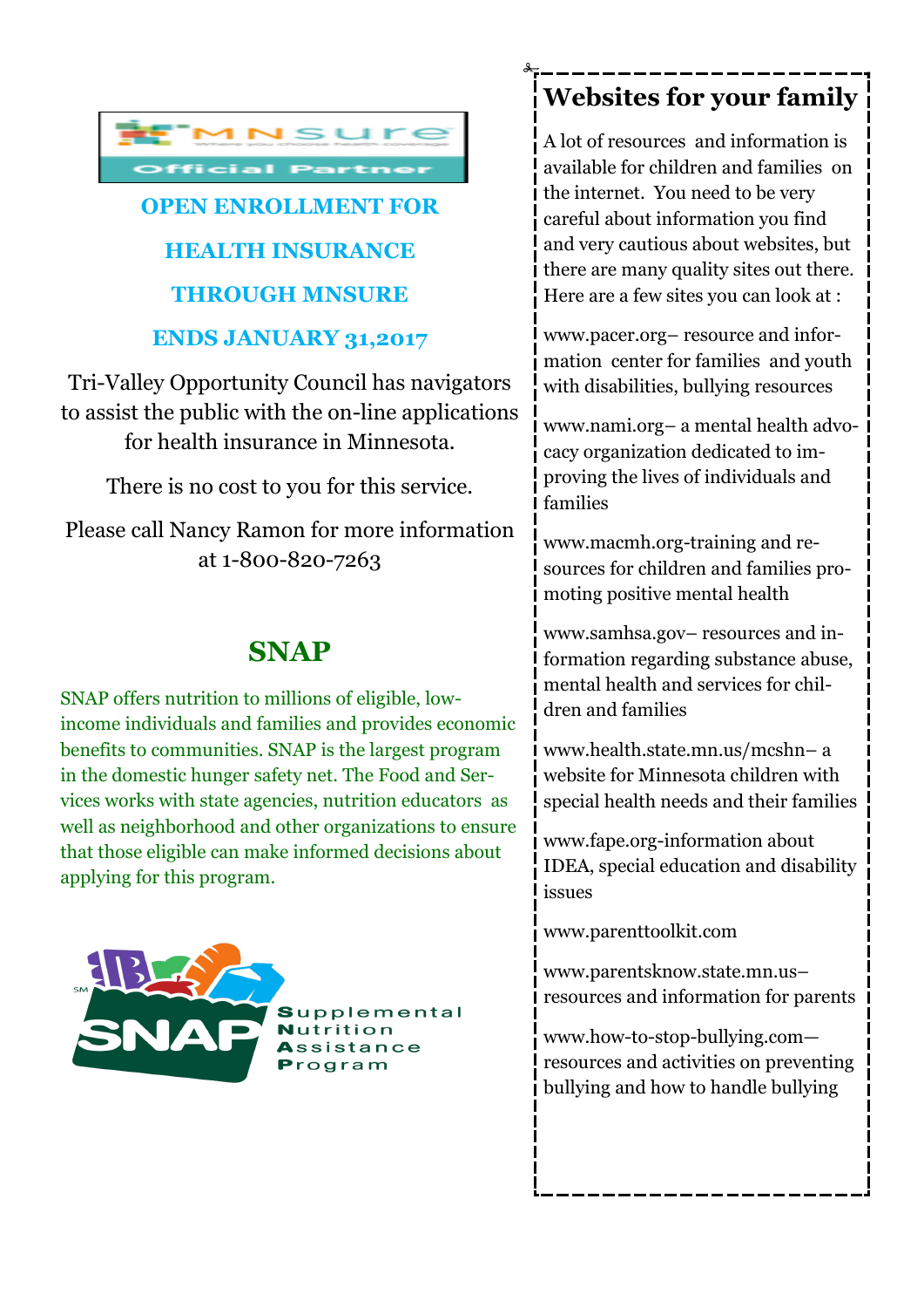MNsure Official Partner

## OPEN ENROLLMENT FOR HEALTH INSURANCE THROUGH MNSURE ENDS JANUARY 31,2017

Tri-Valley Opportunity Council has navigators to assist the public with the on-line applications for health insurance in Minnesota.

There is no cost to you for this service.

Please call Nancy Ramon for more information at 1-800-820-7263

## SNAP

SNAP offers nutrition to millions of eligible, low-income individuals and families and provides economic benefits to communities. SNAP is the largest program in the domestic hunger safety net. The Food and Services works with state agencies, nutrition educators as well as neighborhood and other organizations to ensure that those eligible can make informed decisions about applying for this program.

SNAP Supplemental Nutrition Assistance Program

## Websites for your family

A lot of resources and information is available for children and families on the internet. You need to be very careful about information you find and very cautious about websites, but there are many quality sites out there. Here are a few sites you can look at :

www.pacer.org– resource and information center for families and youth with disabilities, bullying resources

www.nami.org– a mental health advocacy organization dedicated to improving the lives of individuals and families

www.macmh.org-training and resources for children and families promoting positive mental health

www.samhsa.gov– resources and information regarding substance abuse, mental health and services for children and families

www.health.state.mn.us/mcshn– a website for Minnesota children with special health needs and their families

www.fape.org-information about IDEA, special education and disability issues

www.parenttoolkit.com

www.parentsknow.state.mn.us– resources and information for parents

www.how-to-stop-bullying.com— resources and activities on preventing bullying and how to handle bullying